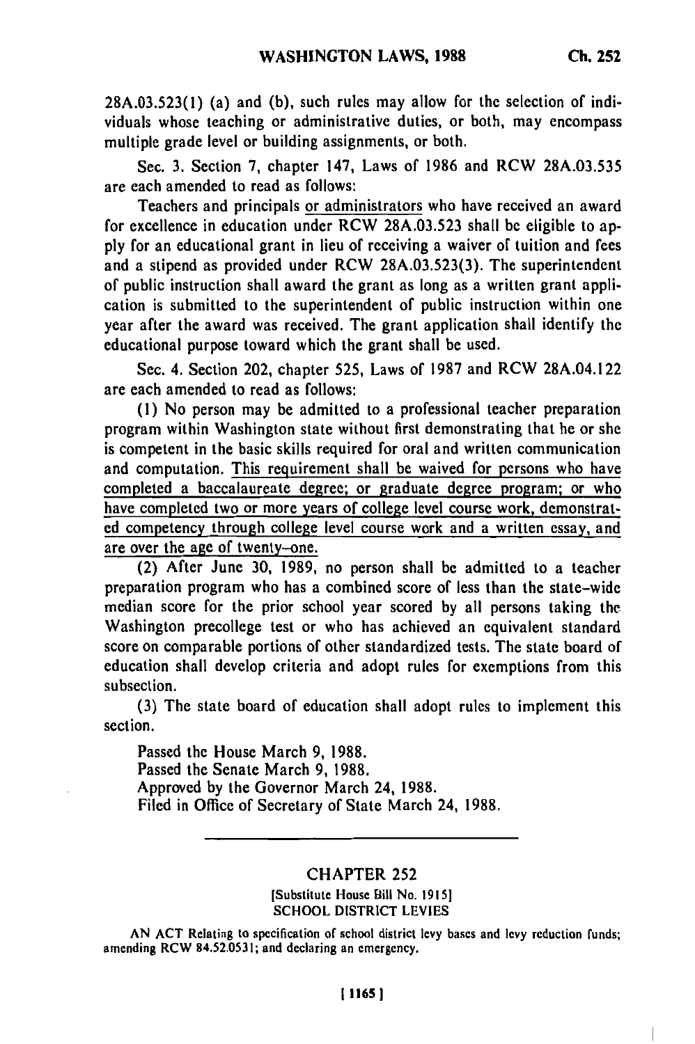28A.03.523(1) (a) and (b), such rules may allow for the selection of individuals whose teaching or administrative duties, or both, may encompass multiple grade level or building assignments, or both.

Sec. 3. Section 7, chapter 147, Laws of 1986 and RCW 28A.03.535 are each amended to read as follows:

Teachers and principals <u>or administrators</u> who have received an award for excellence in education under RCW 28A.03.523 shall be eligible to apply for an educational grant in lieu of receiving a waiver of tuition and fees and a stipend as provided under RCW 28A.03.523(3). The superintendent of public instruction shall award the grant as long as a written grant application is submitted to the superintendent of public instruction within one year after the award was received. The grant application shall identify the educational purpose toward which the grant shall be used.

Sec. 4. Section 202, chapter 525, Laws of 1987 and RCW 28A.04.122 are each amended to read as follows:

(1) No person may be admitted to a professional teacher preparation program within Washington state without first demonstrating that he or she is competent in the basic skills required for oral and written communication and computation. <u>This requirement shall be waived for persons who have completed a baccalaureate degree; or graduate degree program; or who have completed two or more years of college level course work, demonstrated competency through college level course work and a written essay, and are over the age of twenty-one.</u>

(2) After June 30, 1989, no person shall be admitted to a teacher preparation program who has a combined score of less than the state-wide median score for the prior school year scored by all persons taking the Washington precollege test or who has achieved an equivalent standard score on comparable portions of other standardized tests. The state board of education shall develop criteria and adopt rules for exemptions from this subsection.

(3) The state board of education shall adopt rules to implement this section.

Passed the House March 9, 1988.
Passed the Senate March 9, 1988.
Approved by the Governor March 24, 1988.
Filed in Office of Secretary of State March 24, 1988.

---

## CHAPTER 252

[Substitute House Bill No. 1915]

### SCHOOL DISTRICT LEVIES

AN ACT Relating to specification of school district levy bases and levy reduction funds; amending RCW 84.52.0531; and declaring an emergency.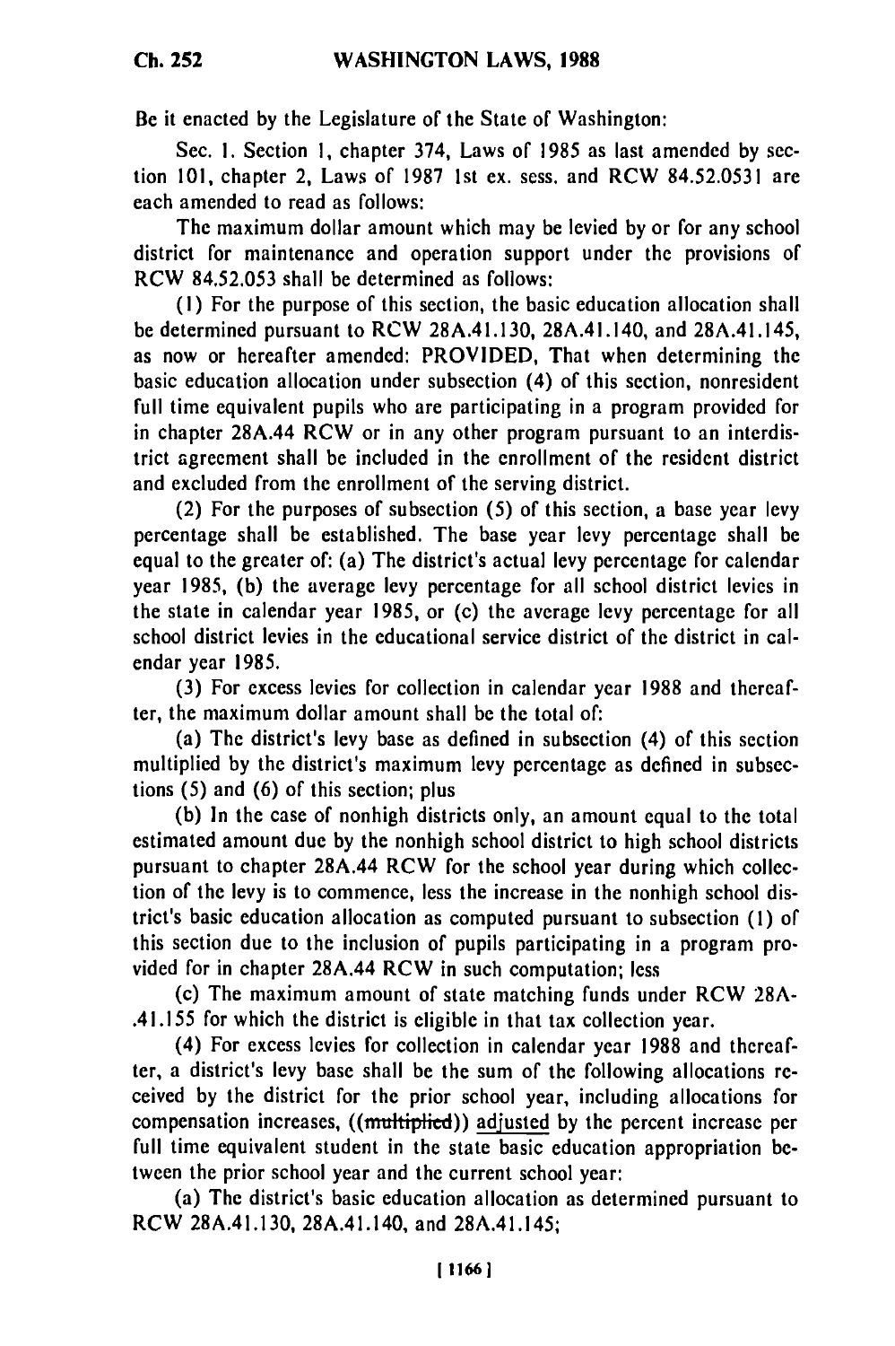Be it enacted by the Legislature of the State of Washington:

Sec. 1. Section 1, chapter 374, Laws of 1985 as last amended by section 101, chapter 2, Laws of 1987 1st ex. sess. and RCW 84.52.0531 are each amended to read as follows:

The maximum dollar amount which may be levied by or for any school district for maintenance and operation support under the provisions of RCW 84.52.053 shall be determined as follows:

(1) For the purpose of this section, the basic education allocation shall be determined pursuant to RCW 28A.41.130, 28A.41.140, and 28A.41.145, as now or hereafter amended: PROVIDED, That when determining the basic education allocation under subsection (4) of this section, nonresident full time equivalent pupils who are participating in a program provided for in chapter 28A.44 RCW or in any other program pursuant to an interdistrict agreement shall be included in the enrollment of the resident district and excluded from the enrollment of the serving district.

(2) For the purposes of subsection (5) of this section, a base year levy percentage shall be established. The base year levy percentage shall be equal to the greater of: (a) The district's actual levy percentage for calendar year 1985, (b) the average levy percentage for all school district levies in the state in calendar year 1985, or (c) the average levy percentage for all school district levies in the educational service district of the district in calendar year 1985.

(3) For excess levies for collection in calendar year 1988 and thereafter, the maximum dollar amount shall be the total of:

(a) The district's levy base as defined in subsection (4) of this section multiplied by the district's maximum levy percentage as defined in subsections (5) and (6) of this section; plus

(b) In the case of nonhigh districts only, an amount equal to the total estimated amount due by the nonhigh school district to high school districts pursuant to chapter 28A.44 RCW for the school year during which collection of the levy is to commence, less the increase in the nonhigh school district's basic education allocation as computed pursuant to subsection (1) of this section due to the inclusion of pupils participating in a program provided for in chapter 28A.44 RCW in such computation; less

(c) The maximum amount of state matching funds under RCW 28A-.41.155 for which the district is eligible in that tax collection year.

(4) For excess levies for collection in calendar year 1988 and thereafter, a district's levy base shall be the sum of the following allocations received by the district for the prior school year, including allocations for compensation increases, ((~~multiplied~~)) adjusted by the percent increase per full time equivalent student in the state basic education appropriation between the prior school year and the current school year:

(a) The district's basic education allocation as determined pursuant to RCW 28A.41.130, 28A.41.140, and 28A.41.145;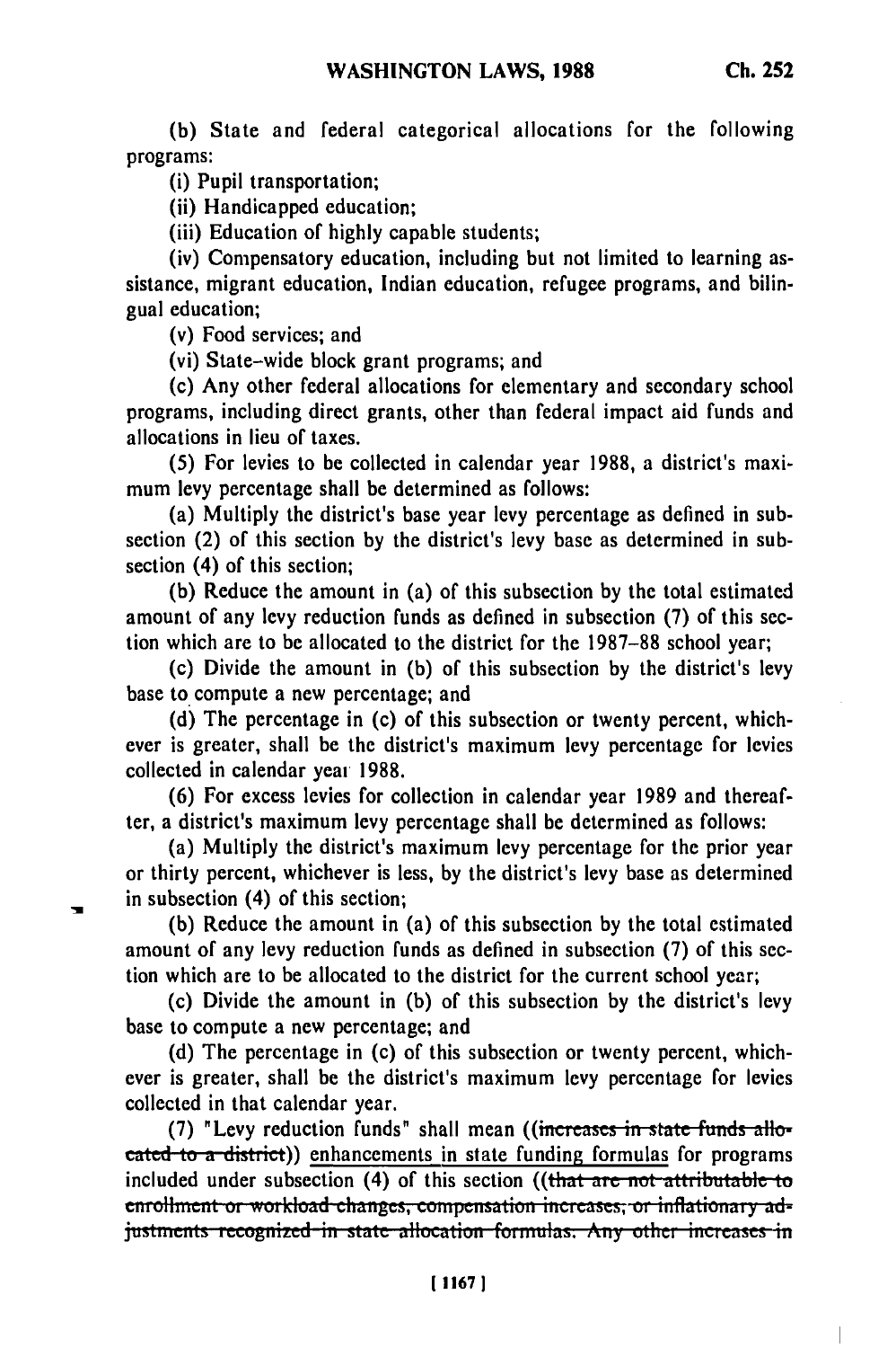(b) State and federal categorical allocations for the following programs:

(i) Pupil transportation;

(ii) Handicapped education;

(iii) Education of highly capable students;

(iv) Compensatory education, including but not limited to learning assistance, migrant education, Indian education, refugee programs, and bilingual education;

(v) Food services; and

(vi) State-wide block grant programs; and

(c) Any other federal allocations for elementary and secondary school programs, including direct grants, other than federal impact aid funds and allocations in lieu of taxes.

(5) For levies to be collected in calendar year 1988, a district's maximum levy percentage shall be determined as follows:

(a) Multiply the district's base year levy percentage as defined in subsection (2) of this section by the district's levy base as determined in subsection (4) of this section;

(b) Reduce the amount in (a) of this subsection by the total estimated amount of any levy reduction funds as defined in subsection (7) of this section which are to be allocated to the district for the 1987-88 school year;

(c) Divide the amount in (b) of this subsection by the district's levy base to compute a new percentage; and

(d) The percentage in (c) of this subsection or twenty percent, whichever is greater, shall be the district's maximum levy percentage for levies collected in calendar year 1988.

(6) For excess levies for collection in calendar year 1989 and thereafter, a district's maximum levy percentage shall be determined as follows:

(a) Multiply the district's maximum levy percentage for the prior year or thirty percent, whichever is less, by the district's levy base as determined in subsection (4) of this section;

(b) Reduce the amount in (a) of this subsection by the total estimated amount of any levy reduction funds as defined in subsection (7) of this section which are to be allocated to the district for the current school year;

(c) Divide the amount in (b) of this subsection by the district's levy base to compute a new percentage; and

(d) The percentage in (c) of this subsection or twenty percent, whichever is greater, shall be the district's maximum levy percentage for levies collected in that calendar year.

(7) "Levy reduction funds" shall mean ((~~increases in state funds allocated to a district~~)) enhancements in state funding formulas for programs included under subsection (4) of this section ((~~that are not attributable to enrollment or workload changes, compensation increases, or inflationary adjustments recognized in state allocation formulas. Any other increases in~~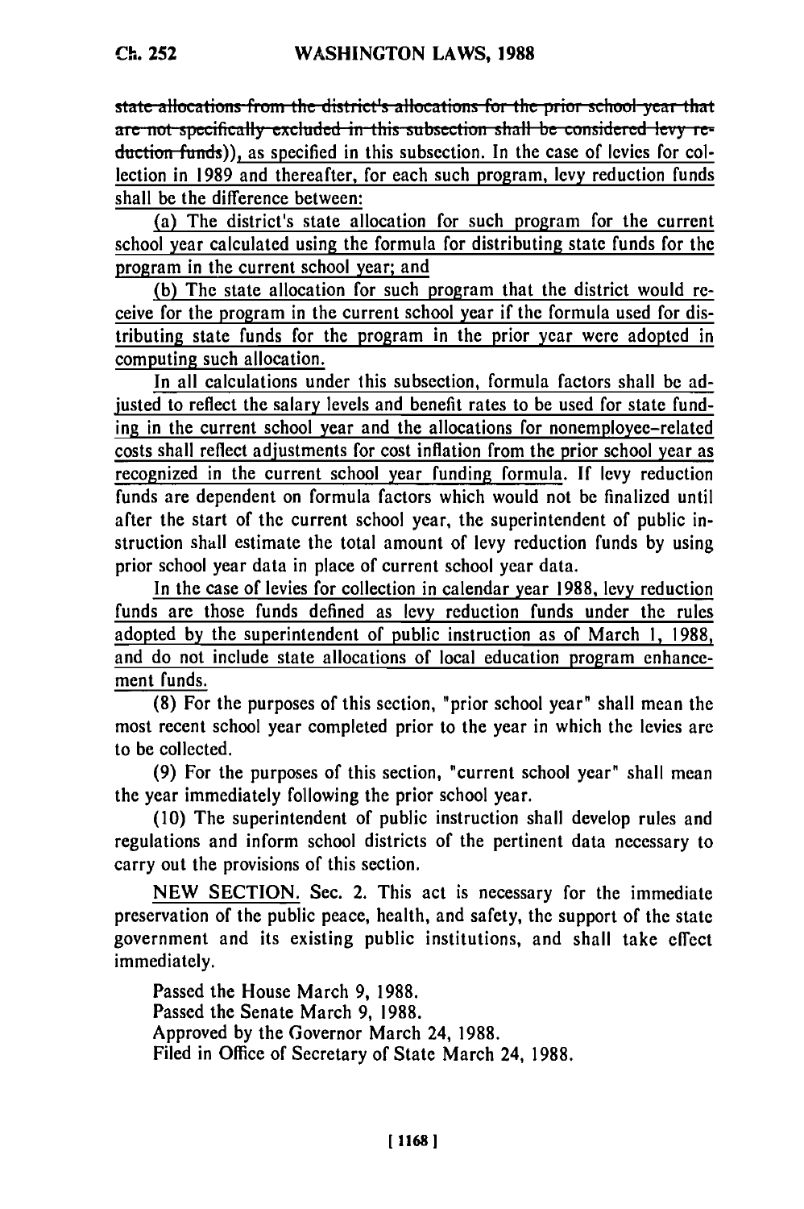state allocations from the district's allocations for the prior school year that are not specifically excluded in this subsection shall be considered levy reduction funds)), as specified in this subsection. In the case of levies for collection in 1989 and thereafter, for each such program, levy reduction funds shall be the difference between:

(a) The district's state allocation for such program for the current school year calculated using the formula for distributing state funds for the program in the current school year; and

(b) The state allocation for such program that the district would receive for the program in the current school year if the formula used for distributing state funds for the program in the prior year were adopted in computing such allocation.

In all calculations under this subsection, formula factors shall be adjusted to reflect the salary levels and benefit rates to be used for state funding in the current school year and the allocations for nonemployee-related costs shall reflect adjustments for cost inflation from the prior school year as recognized in the current school year funding formula. If levy reduction funds are dependent on formula factors which would not be finalized until after the start of the current school year, the superintendent of public instruction shall estimate the total amount of levy reduction funds by using prior school year data in place of current school year data.

In the case of levies for collection in calendar year 1988, levy reduction funds are those funds defined as levy reduction funds under the rules adopted by the superintendent of public instruction as of March 1, 1988, and do not include state allocations of local education program enhancement funds.

(8) For the purposes of this section, "prior school year" shall mean the most recent school year completed prior to the year in which the levies are to be collected.

(9) For the purposes of this section, "current school year" shall mean the year immediately following the prior school year.

(10) The superintendent of public instruction shall develop rules and regulations and inform school districts of the pertinent data necessary to carry out the provisions of this section.

NEW SECTION. Sec. 2. This act is necessary for the immediate preservation of the public peace, health, and safety, the support of the state government and its existing public institutions, and shall take effect immediately.

Passed the House March 9, 1988.
Passed the Senate March 9, 1988.
Approved by the Governor March 24, 1988.
Filed in Office of Secretary of State March 24, 1988.